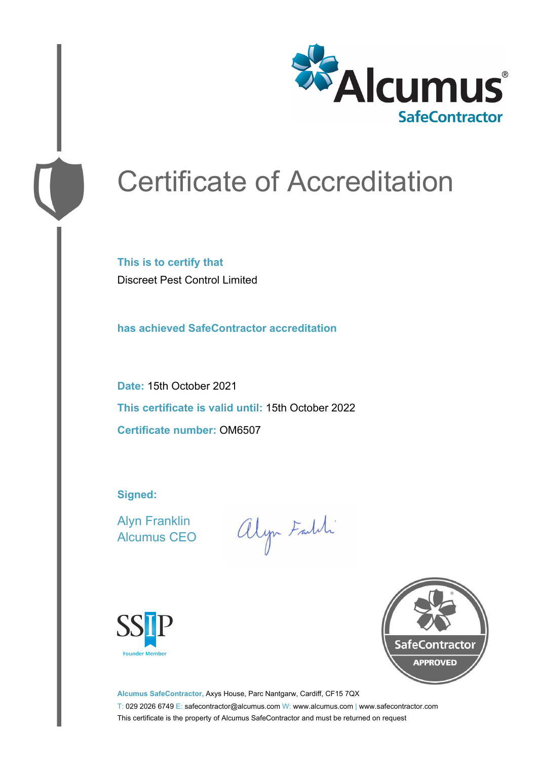Alcumus®
SafeContractor

# Certificate of Accreditation

**This is to certify that**

Discreet Pest Control Limited

**has achieved SafeContractor accreditation**

**Date:** 15th October 2021

**This certificate is valid until:** 15th October 2022

**Certificate number:** OM6507

**Signed:**

Alyn Franklin
Alcumus CEO

SSIP
Founder Member

SafeContractor
APPROVED

**Alcumus SafeContractor,** Axys House, Parc Nantgarw, Cardiff, CF15 7QX

T: 029 2026 6749 E: safecontractor@alcumus.com W: www.alcumus.com | www.safecontractor.com

This certificate is the property of Alcumus SafeContractor and must be returned on request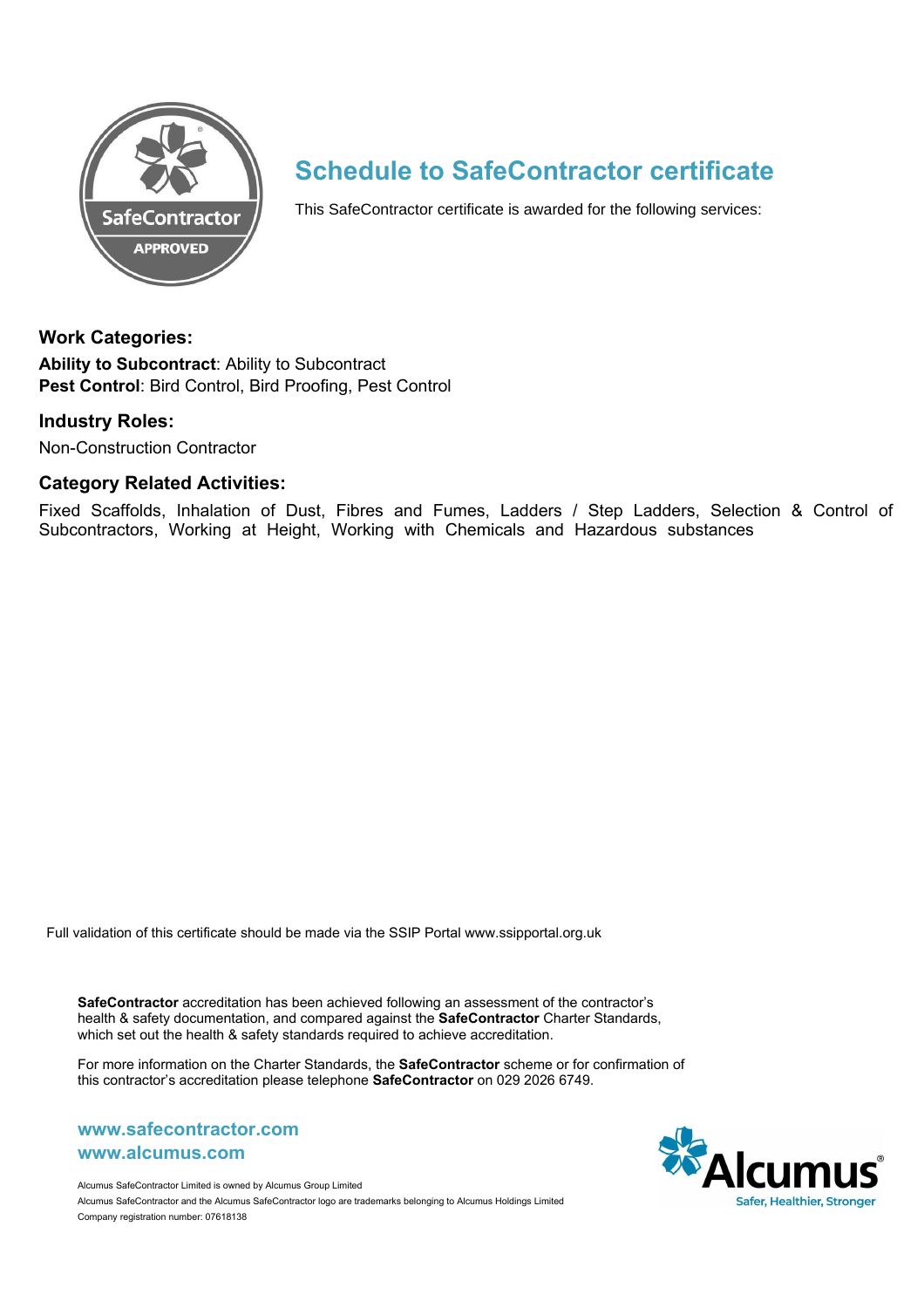# Schedule to SafeContractor certificate

This SafeContractor certificate is awarded for the following services:

### Work Categories:

**Ability to Subcontract**: Ability to Subcontract
**Pest Control**: Bird Control, Bird Proofing, Pest Control

### Industry Roles:

Non-Construction Contractor

### Category Related Activities:

Fixed Scaffolds, Inhalation of Dust, Fibres and Fumes, Ladders / Step Ladders, Selection & Control of Subcontractors, Working at Height, Working with Chemicals and Hazardous substances

Full validation of this certificate should be made via the SSIP Portal www.ssipportal.org.uk

**SafeContractor** accreditation has been achieved following an assessment of the contractor's health & safety documentation, and compared against the **SafeContractor** Charter Standards, which set out the health & safety standards required to achieve accreditation.

For more information on the Charter Standards, the **SafeContractor** scheme or for confirmation of this contractor's accreditation please telephone **SafeContractor** on 029 2026 6749.

**www.safecontractor.com**
**www.alcumus.com**

Alcumus SafeContractor Limited is owned by Alcumus Group Limited
Alcumus SafeContractor and the Alcumus SafeContractor logo are trademarks belonging to Alcumus Holdings Limited
Company registration number: 07618138

Alcumus
Safer, Healthier, Stronger